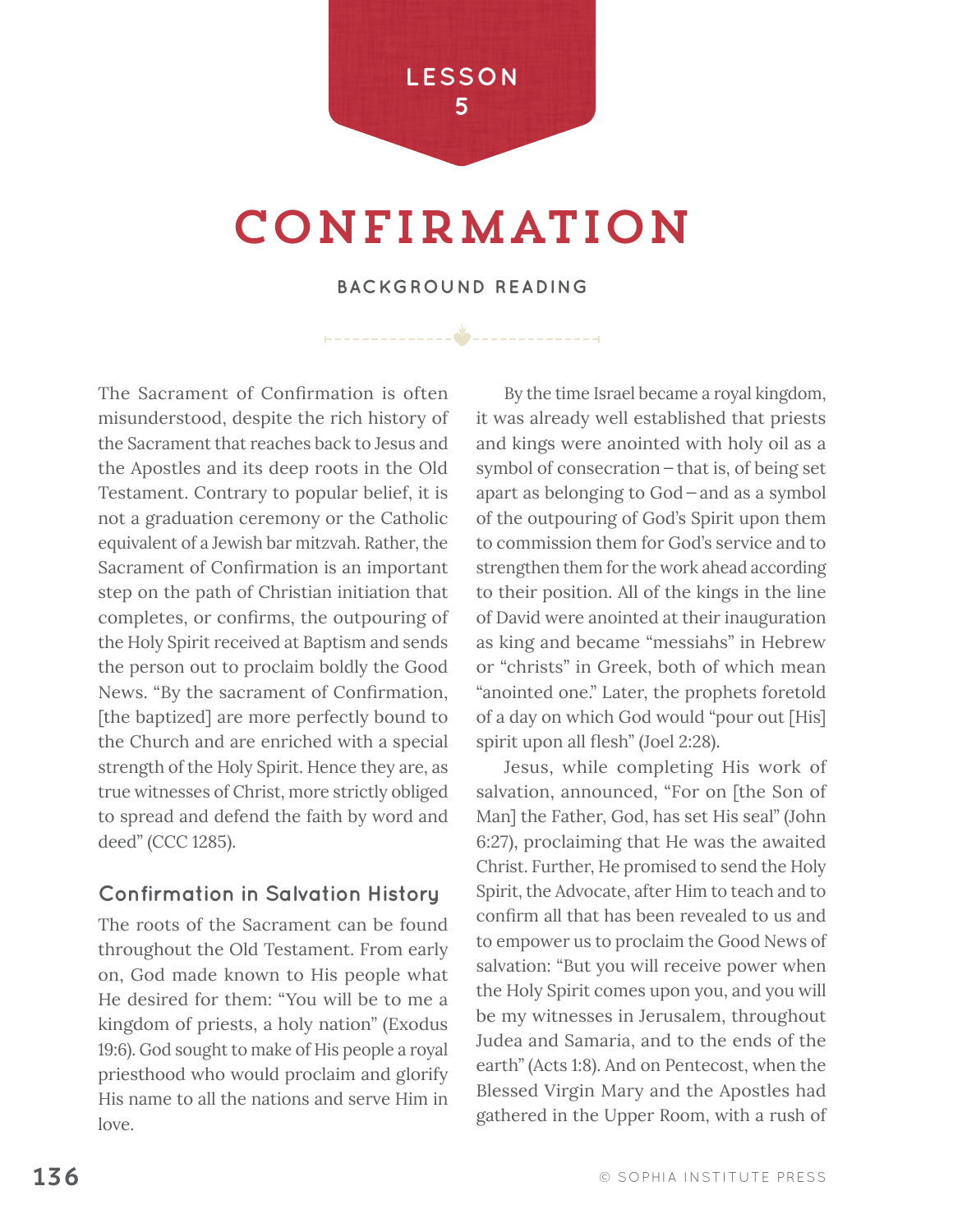LESSON 5

# CONFIRMATION

### BACKGROUND READING

The Sacrament of Confirmation is often misunderstood, despite the rich history of the Sacrament that reaches back to Jesus and the Apostles and its deep roots in the Old Testament. Contrary to popular belief, it is not a graduation ceremony or the Catholic equivalent of a Jewish bar mitzvah. Rather, the Sacrament of Confirmation is an important step on the path of Christian initiation that completes, or confirms, the outpouring of the Holy Spirit received at Baptism and sends the person out to proclaim boldly the Good News. "By the sacrament of Confirmation, [the baptized] are more perfectly bound to the Church and are enriched with a special strength of the Holy Spirit. Hence they are, as true witnesses of Christ, more strictly obliged to spread and defend the faith by word and deed" (CCC 1285).

## Confirmation in Salvation History

The roots of the Sacrament can be found throughout the Old Testament. From early on, God made known to His people what He desired for them: "You will be to me a kingdom of priests, a holy nation" (Exodus 19:6). God sought to make of His people a royal priesthood who would proclaim and glorify His name to all the nations and serve Him in love.

By the time Israel became a royal kingdom, it was already well established that priests and kings were anointed with holy oil as a symbol of consecration – that is, of being set apart as belonging to God – and as a symbol of the outpouring of God's Spirit upon them to commission them for God's service and to strengthen them for the work ahead according to their position. All of the kings in the line of David were anointed at their inauguration as king and became "messiahs" in Hebrew or "christs" in Greek, both of which mean "anointed one." Later, the prophets foretold of a day on which God would "pour out [His] spirit upon all flesh" (Joel 2:28).

Jesus, while completing His work of salvation, announced, "For on [the Son of Man] the Father, God, has set His seal" (John 6:27), proclaiming that He was the awaited Christ. Further, He promised to send the Holy Spirit, the Advocate, after Him to teach and to confirm all that has been revealed to us and to empower us to proclaim the Good News of salvation: "But you will receive power when the Holy Spirit comes upon you, and you will be my witnesses in Jerusalem, throughout Judea and Samaria, and to the ends of the earth" (Acts 1:8). And on Pentecost, when the Blessed Virgin Mary and the Apostles had gathered in the Upper Room, with a rush of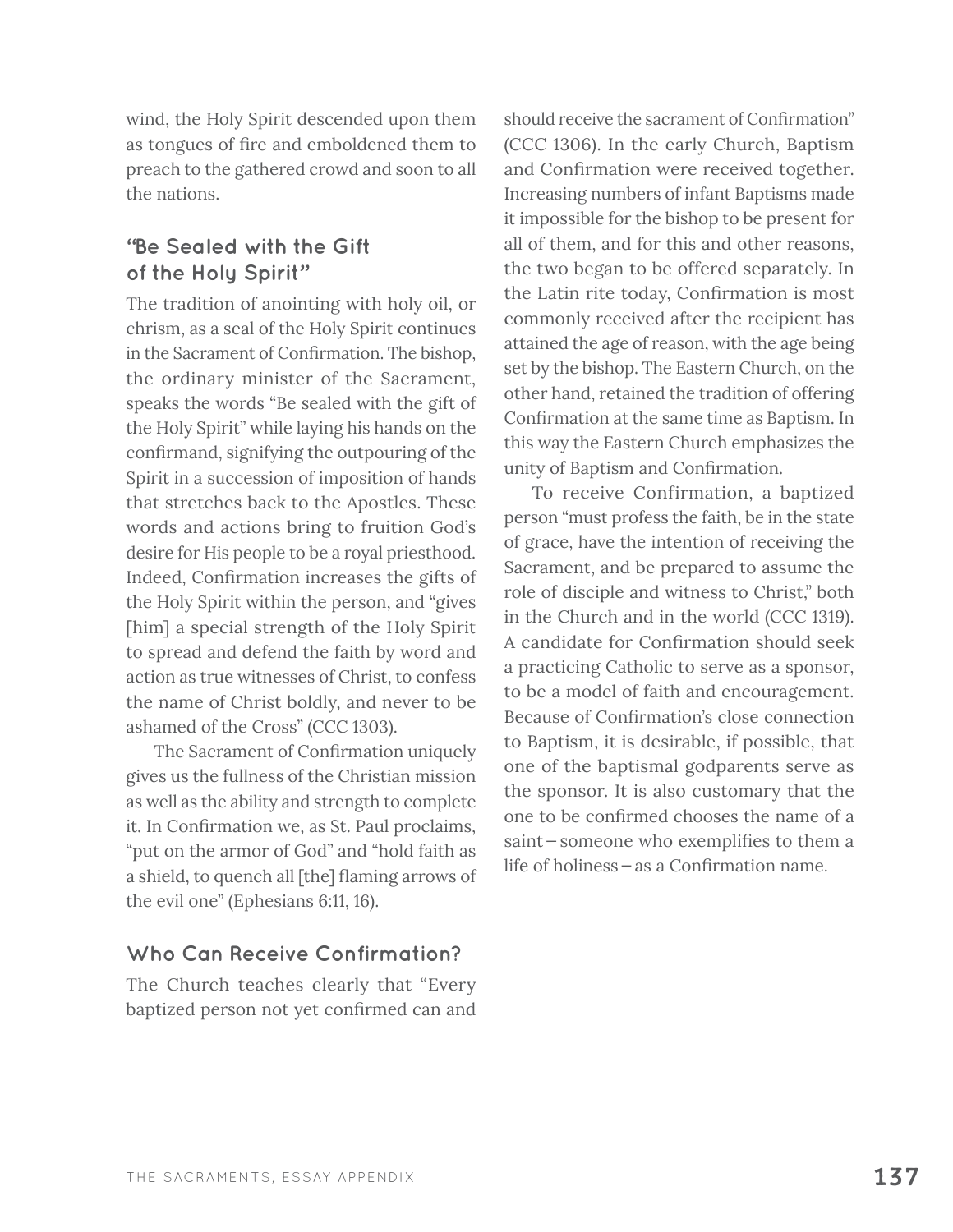wind, the Holy Spirit descended upon them as tongues of fire and emboldened them to preach to the gathered crowd and soon to all the nations.

### "Be Sealed with the Gift of the Holy Spirit"

The tradition of anointing with holy oil, or chrism, as a seal of the Holy Spirit continues in the Sacrament of Confirmation. The bishop, the ordinary minister of the Sacrament, speaks the words "Be sealed with the gift of the Holy Spirit" while laying his hands on the confirmand, signifying the outpouring of the Spirit in a succession of imposition of hands that stretches back to the Apostles. These words and actions bring to fruition God's desire for His people to be a royal priesthood. Indeed, Confirmation increases the gifts of the Holy Spirit within the person, and "gives [him] a special strength of the Holy Spirit to spread and defend the faith by word and action as true witnesses of Christ, to confess the name of Christ boldly, and never to be ashamed of the Cross" (CCC 1303).

The Sacrament of Confirmation uniquely gives us the fullness of the Christian mission as well as the ability and strength to complete it. In Confirmation we, as St. Paul proclaims, "put on the armor of God" and "hold faith as a shield, to quench all [the] flaming arrows of the evil one" (Ephesians 6:11, 16).

### Who Can Receive Confirmation?

The Church teaches clearly that "Every baptized person not yet confirmed can and should receive the sacrament of Confirmation" (CCC 1306). In the early Church, Baptism and Confirmation were received together. Increasing numbers of infant Baptisms made it impossible for the bishop to be present for all of them, and for this and other reasons, the two began to be offered separately. In the Latin rite today, Confirmation is most commonly received after the recipient has attained the age of reason, with the age being set by the bishop. The Eastern Church, on the other hand, retained the tradition of offering Confirmation at the same time as Baptism. In this way the Eastern Church emphasizes the unity of Baptism and Confirmation.

To receive Confirmation, a baptized person "must profess the faith, be in the state of grace, have the intention of receiving the Sacrament, and be prepared to assume the role of disciple and witness to Christ," both in the Church and in the world (CCC 1319). A candidate for Confirmation should seek a practicing Catholic to serve as a sponsor, to be a model of faith and encouragement. Because of Confirmation's close connection to Baptism, it is desirable, if possible, that one of the baptismal godparents serve as the sponsor. It is also customary that the one to be confirmed chooses the name of a saint – someone who exemplifies to them a life of holiness – as a Confirmation name.